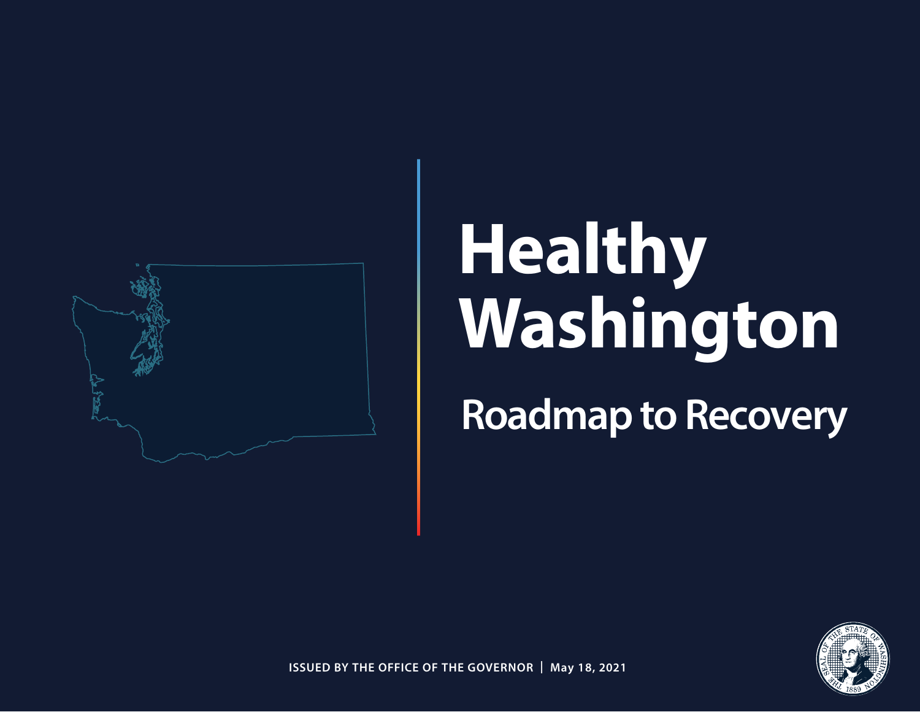# Healthy Washington

## Roadmap to Recovery

ISSUED BY THE OFFICE OF THE GOVERNOR | May 18, 2021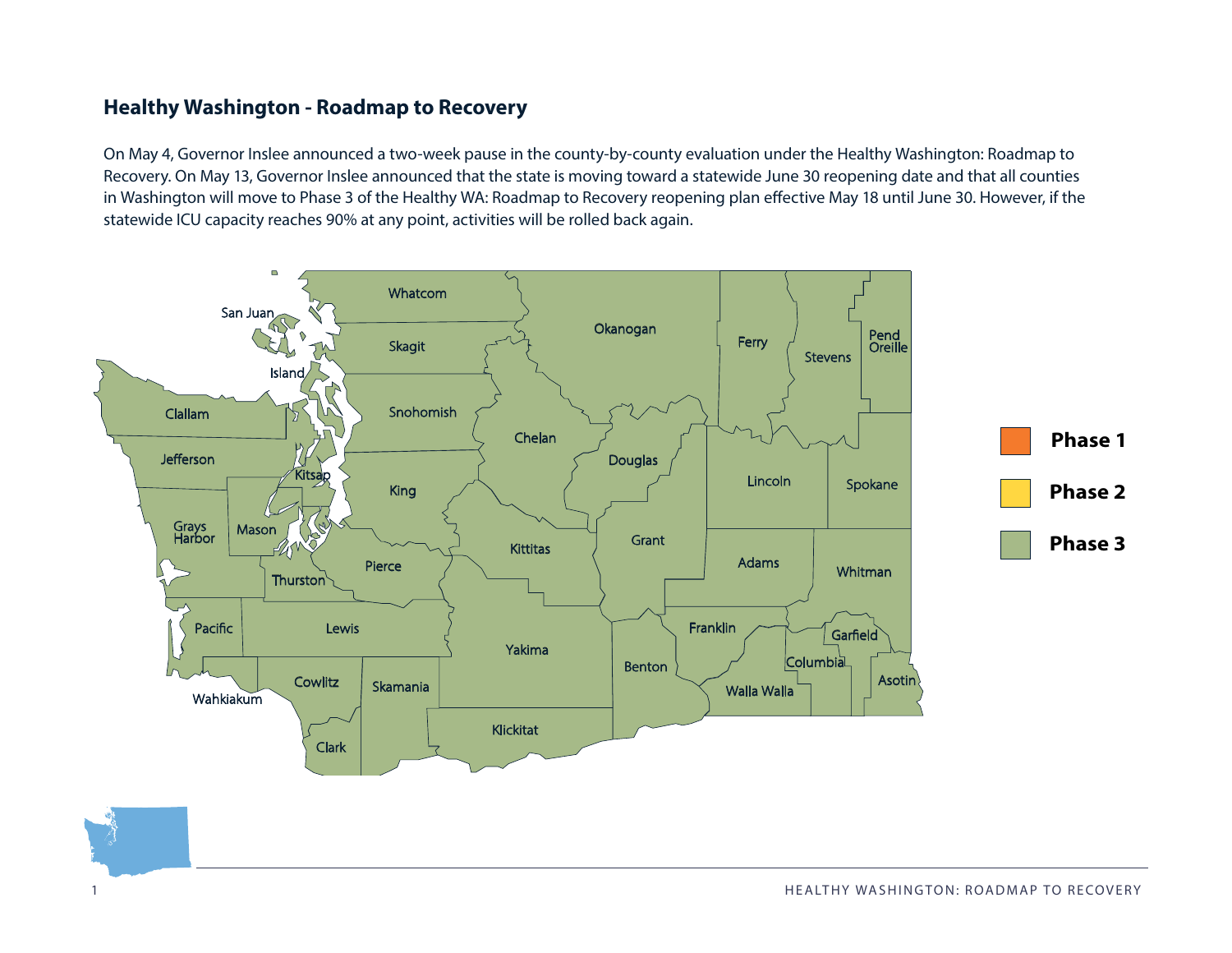## Healthy Washington - Roadmap to Recovery

On May 4, Governor Inslee announced a two-week pause in the county-by-county evaluation under the Healthy Washington: Roadmap to Recovery. On May 13, Governor Inslee announced that the state is moving toward a statewide June 30 reopening date and that all counties in Washington will move to Phase 3 of the Healthy WA: Roadmap to Recovery reopening plan effective May 18 until June 30. However, if the statewide ICU capacity reaches 90% at any point, activities will be rolled back again.

Whatcom, San Juan, Skagit, Okanogan, Ferry, Stevens, Pend Oreille, Island, Clallam, Snohomish, Chelan, Douglas, Jefferson, Kitsap, Lincoln, Spokane, King, Grays Harbor, Mason, Grant, Kittitas, Adams, Pierce, Thurston, Whitman, Pacific, Lewis, Franklin, Garfield, Yakima, Columbia, Benton, Asotin, Cowlitz, Skamania, Walla Walla, Wahkiakum, Clark, Klickitat

- Phase 1
- Phase 2
- Phase 3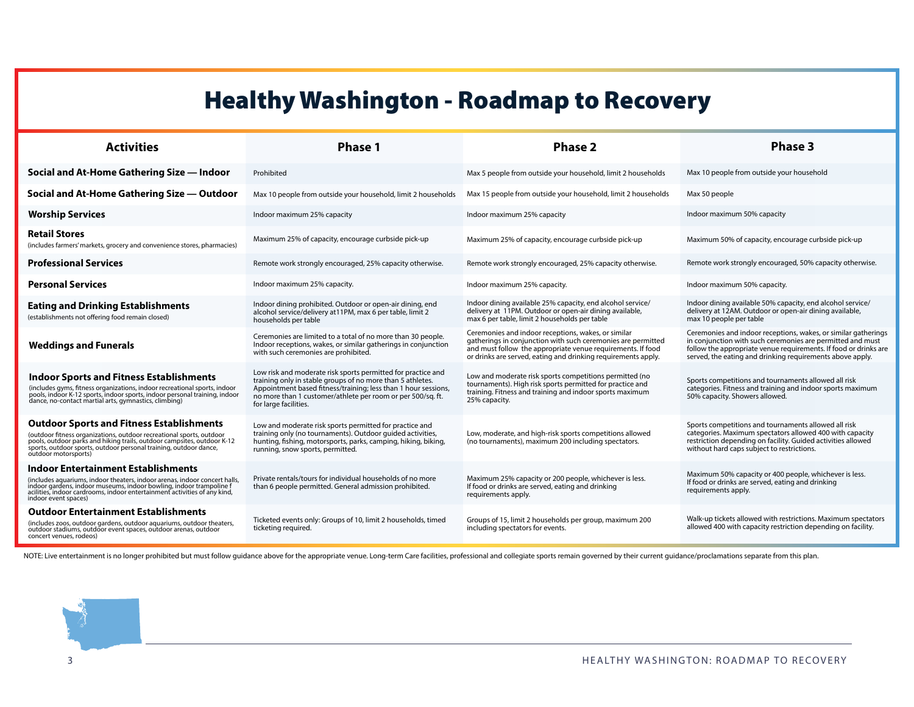# Healthy Washington - Roadmap to Recovery

| Activities | Phase 1 | Phase 2 | Phase 3 |
|---|---|---|---|
| **Social and At-Home Gathering Size — Indoor** | Prohibited | Max 5 people from outside your household, limit 2 households | Max 10 people from outside your household |
| **Social and At-Home Gathering Size — Outdoor** | Max 10 people from outside your household, limit 2 households | Max 15 people from outside your household, limit 2 households | Max 50 people |
| **Worship Services** | Indoor maximum 25% capacity | Indoor maximum 25% capacity | Indoor maximum 50% capacity |
| **Retail Stores** (includes farmers' markets, grocery and convenience stores, pharmacies) | Maximum 25% of capacity, encourage curbside pick-up | Maximum 25% of capacity, encourage curbside pick-up | Maximum 50% of capacity, encourage curbside pick-up |
| **Professional Services** | Remote work strongly encouraged, 25% capacity otherwise. | Remote work strongly encouraged, 25% capacity otherwise. | Remote work strongly encouraged, 50% capacity otherwise. |
| **Personal Services** | Indoor maximum 25% capacity. | Indoor maximum 25% capacity. | Indoor maximum 50% capacity. |
| **Eating and Drinking Establishments** (establishments not offering food remain closed) | Indoor dining prohibited. Outdoor or open-air dining, end alcohol service/delivery at11PM, max 6 per table, limit 2 households per table | Indoor dining available 25% capacity, end alcohol service/ delivery at 11PM. Outdoor or open-air dining available, max 6 per table, limit 2 households per table | Indoor dining available 50% capacity, end alcohol service/ delivery at 12AM. Outdoor or open-air dining available, max 10 people per table |
| **Weddings and Funerals** | Ceremonies are limited to a total of no more than 30 people. Indoor receptions, wakes, or similar gatherings in conjunction with such ceremonies are prohibited. | Ceremonies and indoor receptions, wakes, or similar gatherings in conjunction with such ceremonies are permitted and must follow the appropriate venue requirements. If food or drinks are served, eating and drinking requirements apply. | Ceremonies and indoor receptions, wakes, or similar gatherings in conjunction with such ceremonies are permitted and must follow the appropriate venue requirements. If food or drinks are served, the eating and drinking requirements above apply. |
| **Indoor Sports and Fitness Establishments** (includes gyms, fitness organizations, indoor recreational sports, indoor pools, indoor K-12 sports, indoor sports, indoor personal training, indoor dance, no-contact martial arts, gymnastics, climbing) | Low risk and moderate risk sports permitted for practice and training only in stable groups of no more than 5 athletes. Appointment based fitness/training; less than 1 hour sessions, no more than 1 customer/athlete per room or per 500/sq. ft. for large facilities. | Low and moderate risk sports competitions permitted (no tournaments). High risk sports permitted for practice and training. Fitness and training and indoor sports maximum 25% capacity. | Sports competitions and tournaments allowed all risk categories. Fitness and training and indoor sports maximum 50% capacity. Showers allowed. |
| **Outdoor Sports and Fitness Establishments** (outdoor fitness organizations, outdoor recreational sports, outdoor pools, outdoor parks and hiking trails, outdoor campsites, outdoor K-12 sports, outdoor sports, outdoor personal training, outdoor dance, outdoor motorsports) | Low and moderate risk sports permitted for practice and training only (no tournaments). Outdoor guided activities, hunting, fishing, motorsports, parks, camping, hiking, biking, running, snow sports, permitted. | Low, moderate, and high-risk sports competitions allowed (no tournaments), maximum 200 including spectators. | Sports competitions and tournaments allowed all risk categories. Maximum spectators allowed 400 with capacity restriction depending on facility. Guided activities allowed without hard caps subject to restrictions. |
| **Indoor Entertainment Establishments** (includes aquariums, indoor theaters, indoor arenas, indoor concert halls, indoor gardens, indoor museums, indoor bowling, indoor trampoline f acilities, indoor cardrooms, indoor entertainment activities of any kind, indoor event spaces) | Private rentals/tours for individual households of no more than 6 people permitted. General admission prohibited. | Maximum 25% capacity or 200 people, whichever is less. If food or drinks are served, eating and drinking requirements apply. | Maximum 50% capacity or 400 people, whichever is less. If food or drinks are served, eating and drinking requirements apply. |
| **Outdoor Entertainment Establishments** (includes zoos, outdoor gardens, outdoor aquariums, outdoor theaters, outdoor stadiums, outdoor event spaces, outdoor arenas, outdoor concert venues, rodeos) | Ticketed events only: Groups of 10, limit 2 households, timed ticketing required. | Groups of 15, limit 2 households per group, maximum 200 including spectators for events. | Walk-up tickets allowed with restrictions. Maximum spectators allowed 400 with capacity restriction depending on facility. |

NOTE: Live entertainment is no longer prohibited but must follow guidance above for the appropriate venue. Long-term Care facilities, professional and collegiate sports remain governed by their current guidance/proclamations separate from this plan.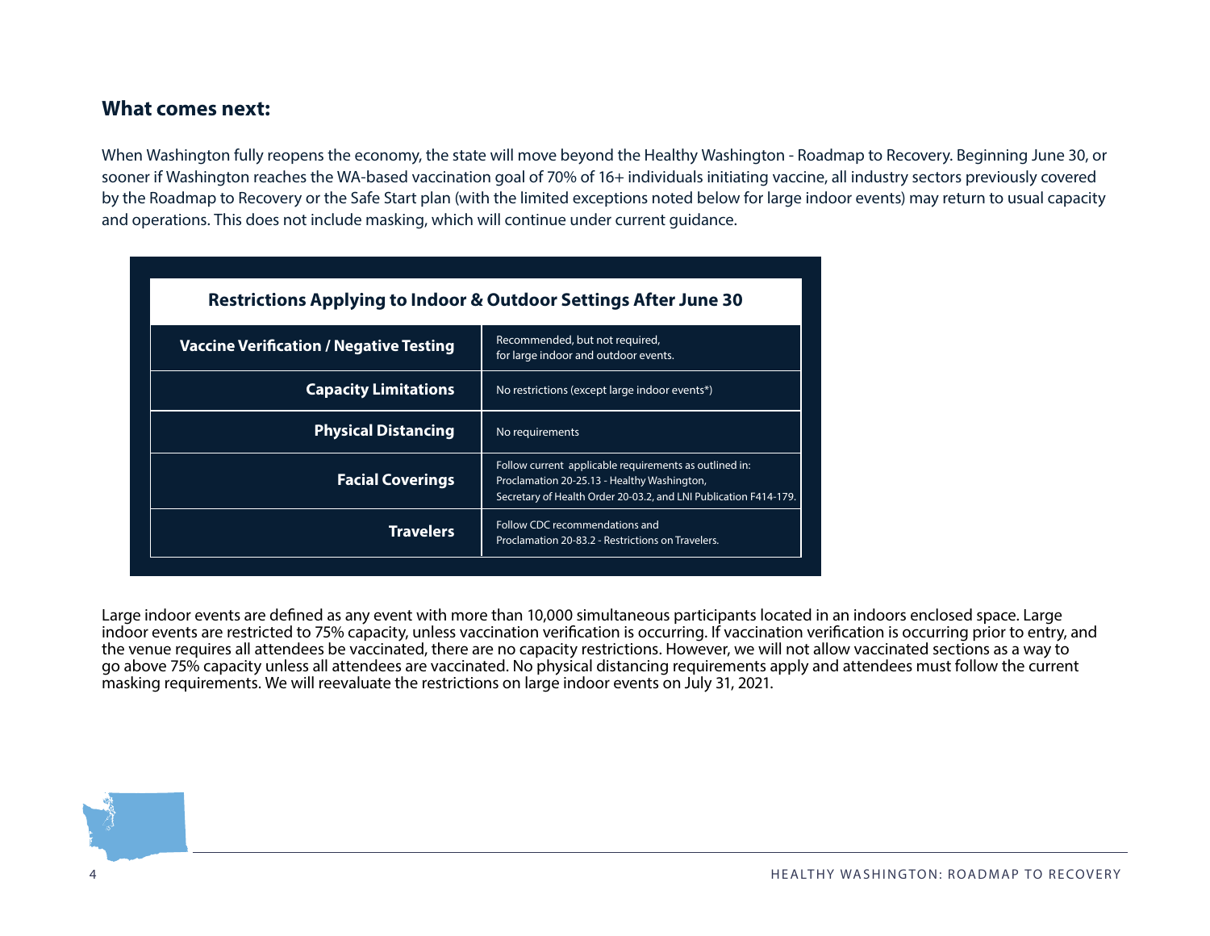## What comes next:

When Washington fully reopens the economy, the state will move beyond the Healthy Washington - Roadmap to Recovery. Beginning June 30, or sooner if Washington reaches the WA-based vaccination goal of 70% of 16+ individuals initiating vaccine, all industry sectors previously covered by the Roadmap to Recovery or the Safe Start plan (with the limited exceptions noted below for large indoor events) may return to usual capacity and operations. This does not include masking, which will continue under current guidance.

| Restrictions Applying to Indoor & Outdoor Settings After June 30 | |
|---|---|
| **Vaccine Verification / Negative Testing** | Recommended, but not required, for large indoor and outdoor events. |
| **Capacity Limitations** | No restrictions (except large indoor events*) |
| **Physical Distancing** | No requirements |
| **Facial Coverings** | Follow current applicable requirements as outlined in: Proclamation 20-25.13 - Healthy Washington, Secretary of Health Order 20-03.2, and LNI Publication F414-179. |
| **Travelers** | Follow CDC recommendations and Proclamation 20-83.2 - Restrictions on Travelers. |

Large indoor events are defined as any event with more than 10,000 simultaneous participants located in an indoors enclosed space. Large indoor events are restricted to 75% capacity, unless vaccination verification is occurring. If vaccination verification is occurring prior to entry, and the venue requires all attendees be vaccinated, there are no capacity restrictions. However, we will not allow vaccinated sections as a way to go above 75% capacity unless all attendees are vaccinated. No physical distancing requirements apply and attendees must follow the current masking requirements. We will reevaluate the restrictions on large indoor events on July 31, 2021.